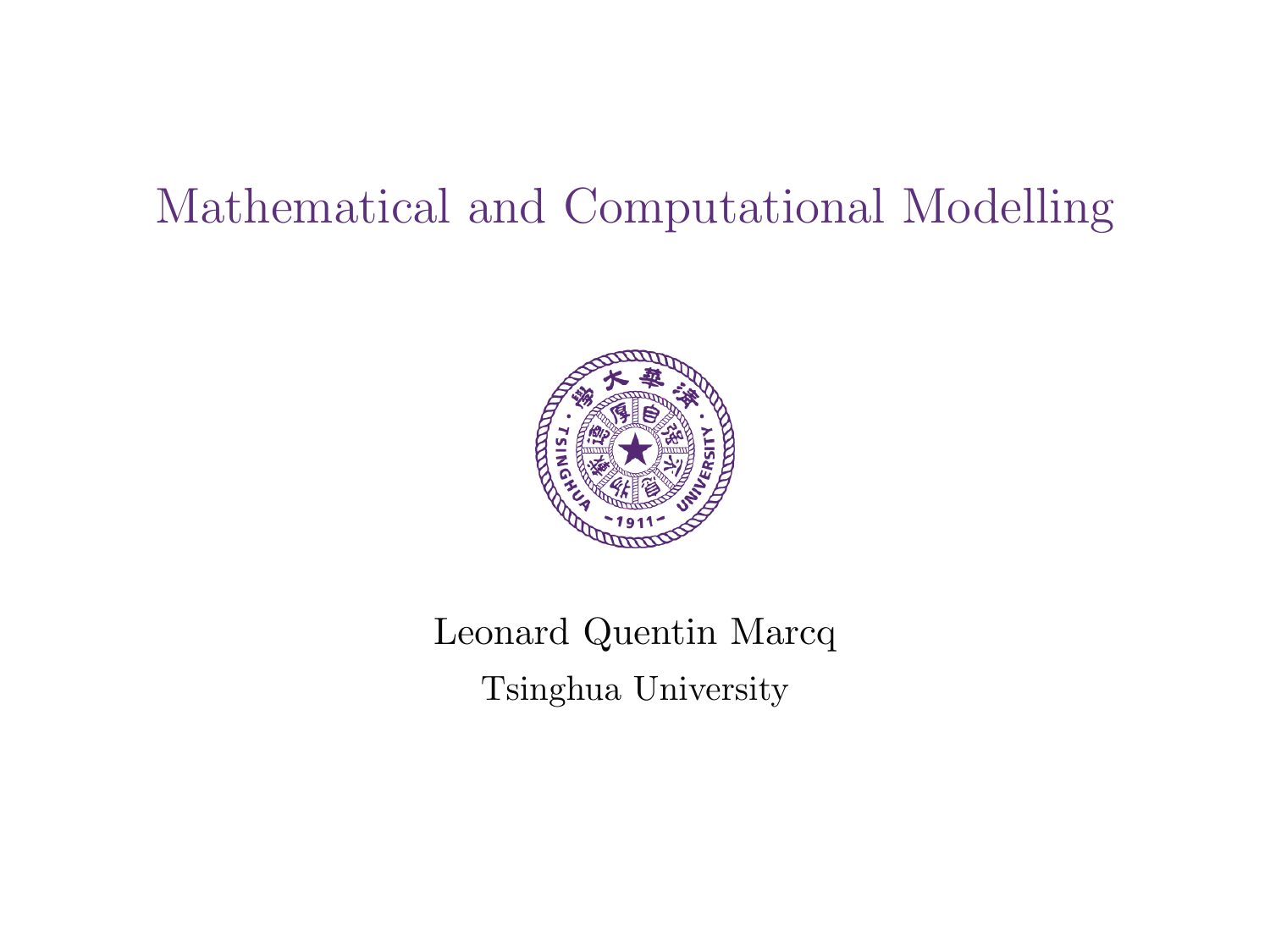# Mathematical and Computational Modelling

Leonard Quentin Marcq

Tsinghua University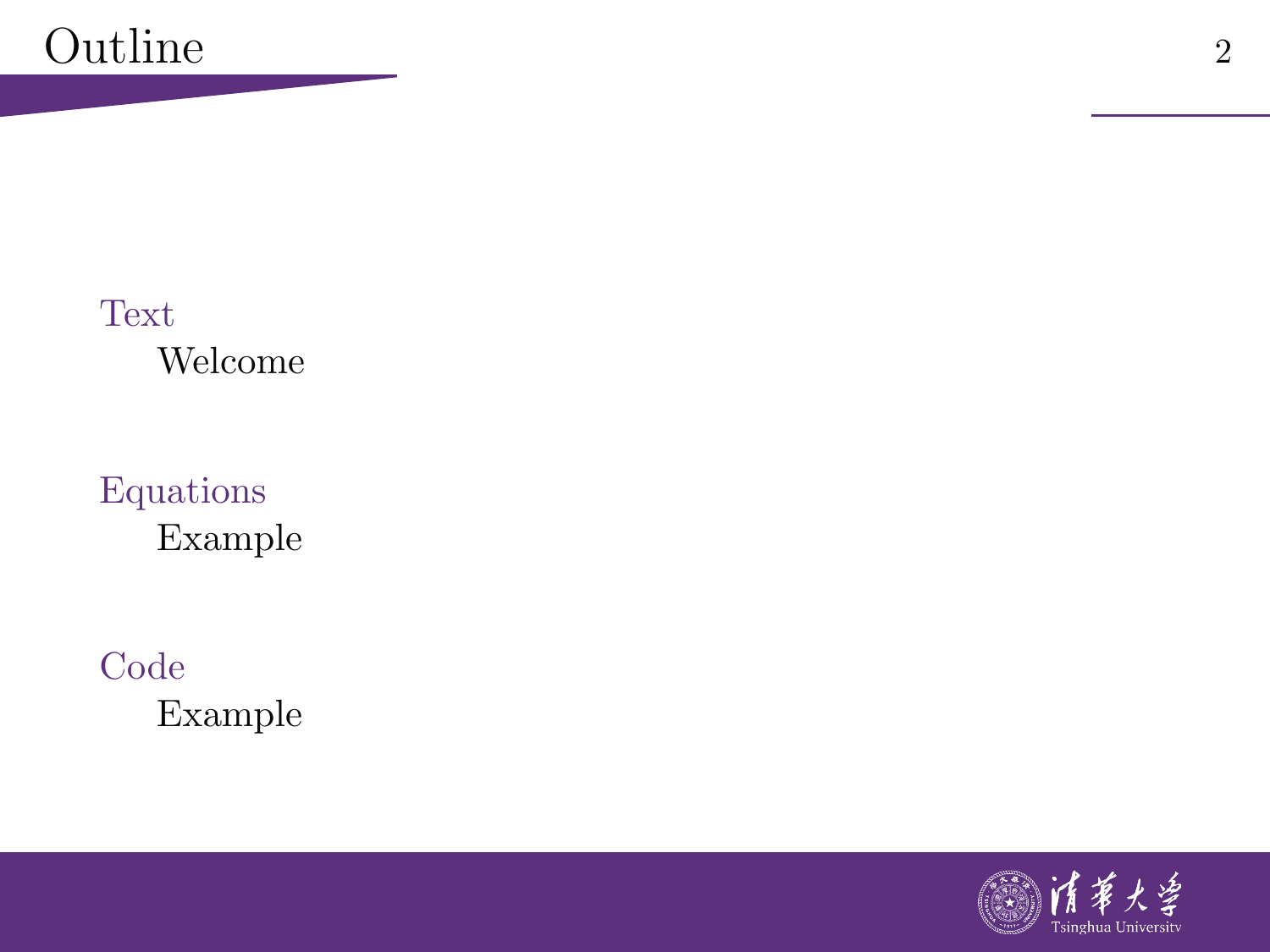# Outline

- Text
  - Welcome
- Equations
  - Example
- Code
  - Example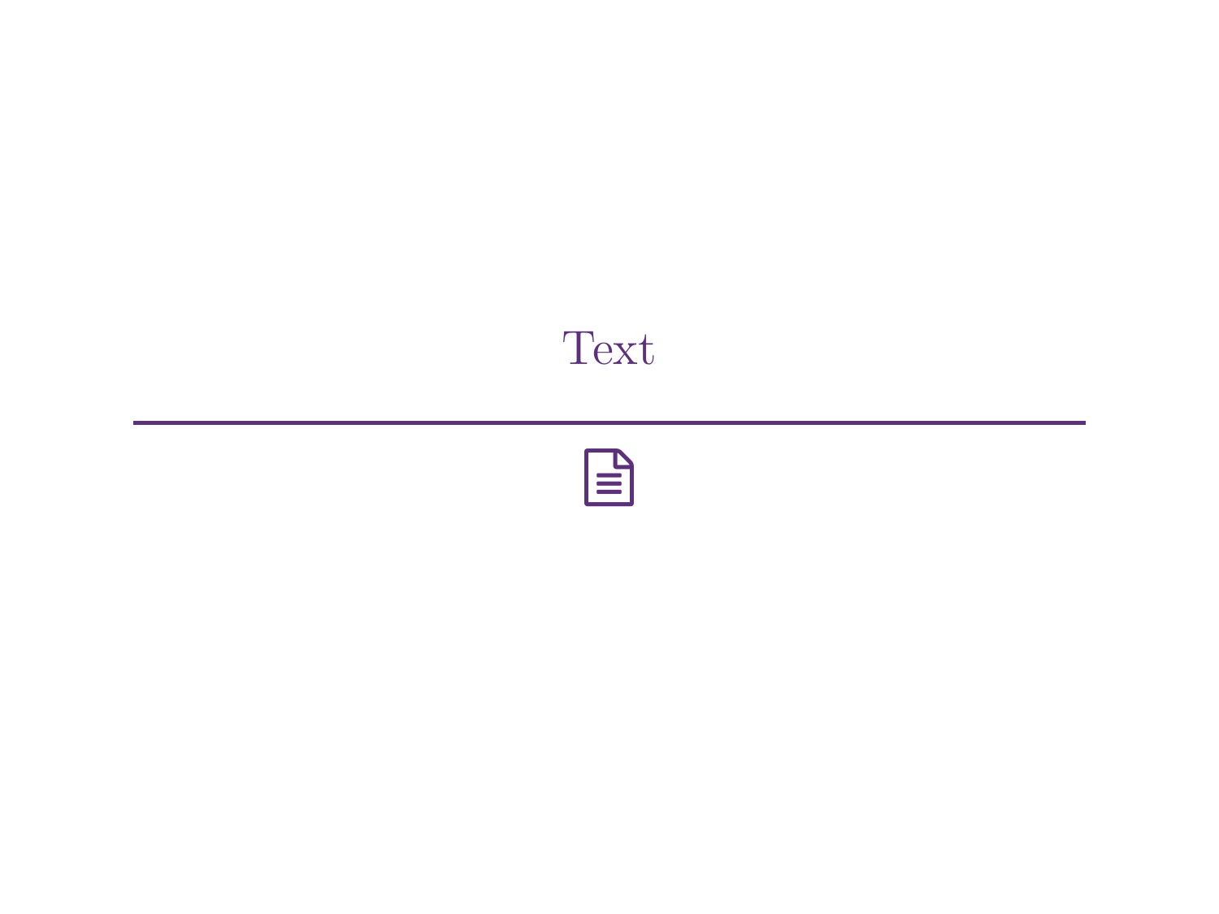# Text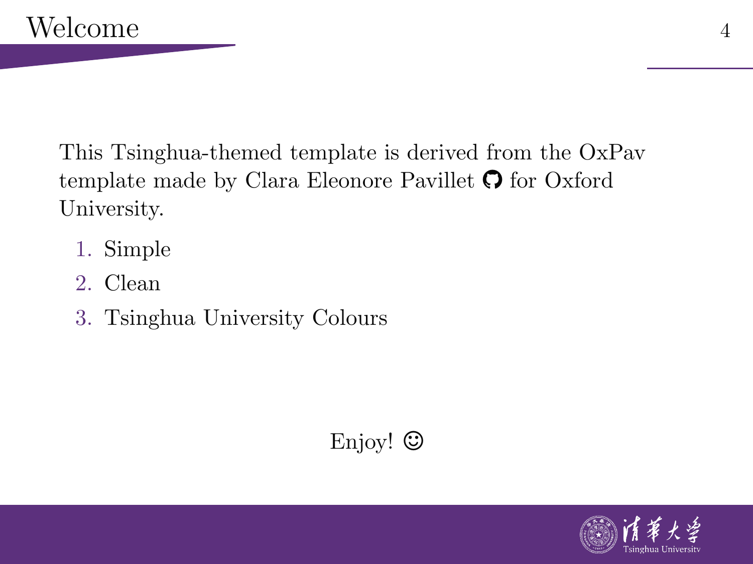# Welcome

This Tsinghua-themed template is derived from the OxPav template made by Clara Eleonore Pavillet for Oxford University.

1. Simple
2. Clean
3. Tsinghua University Colours

Enjoy! ☺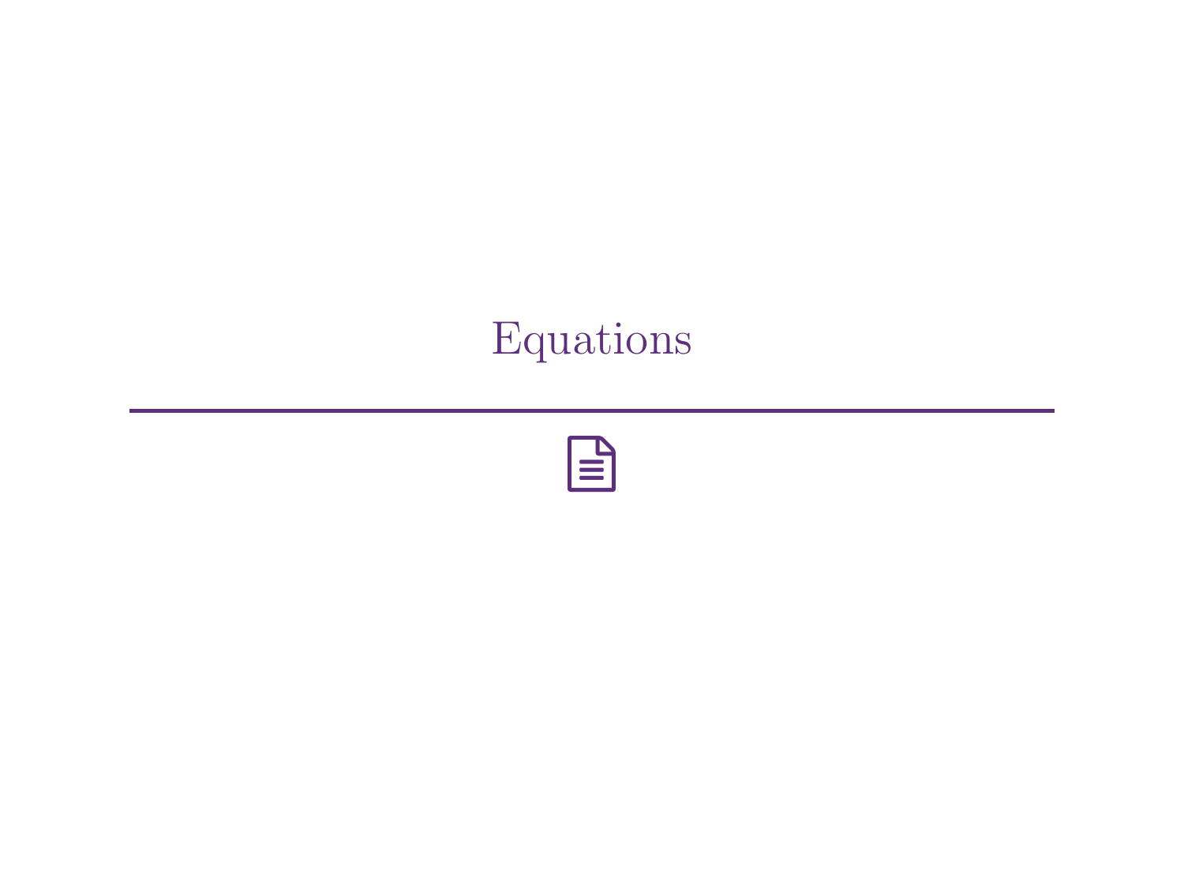# Equations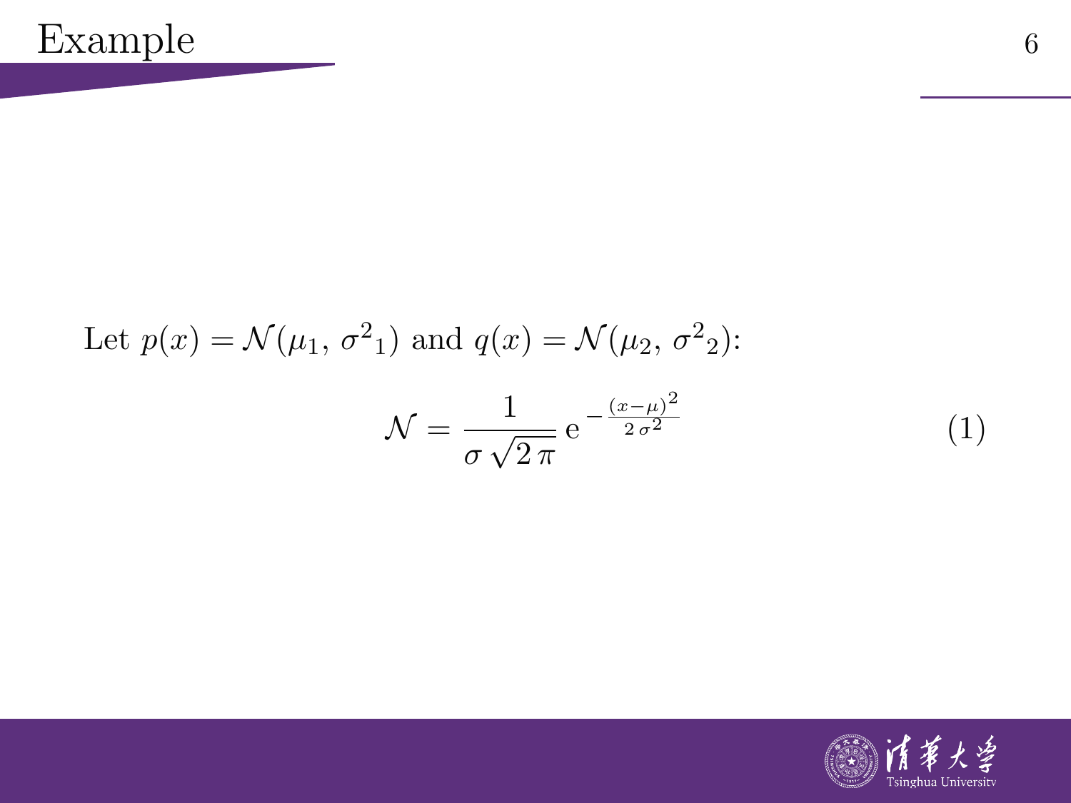# Example

Let $p(x) = \mathcal{N}(\mu_1, {\sigma^2}_1)$ and $q(x) = \mathcal{N}(\mu_2, {\sigma^2}_2)$:

$$\mathcal{N} = \frac{1}{\sigma\sqrt{2\,\pi}}\,\mathrm{e}^{-\frac{(x-\mu)^2}{2\,\sigma^2}} \tag{1}$$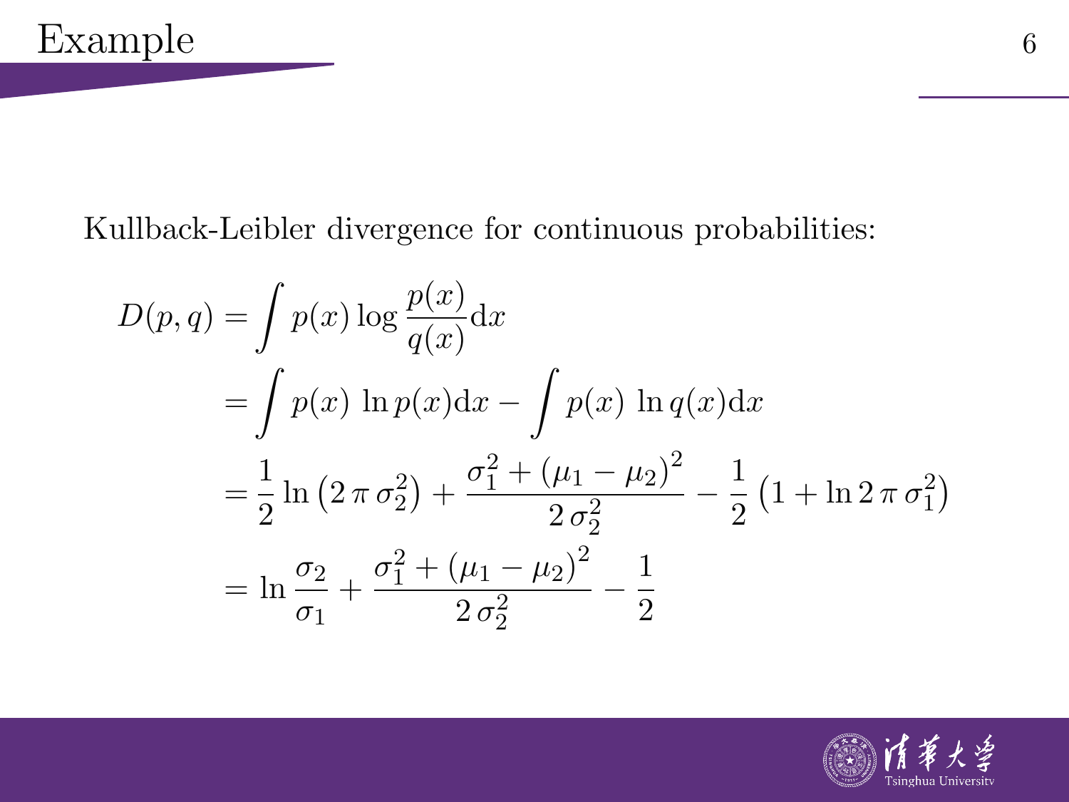# Example

Kullback-Leibler divergence for continuous probabilities:

$$
\begin{aligned}
D(p, q) &= \int p(x) \log \frac{p(x)}{q(x)} \mathrm{d}x \\
&= \int p(x) \, \ln p(x) \mathrm{d}x - \int p(x) \, \ln q(x) \mathrm{d}x \\
&= \frac{1}{2} \ln \left(2 \, \pi \, \sigma_2^2\right) + \frac{\sigma_1^2 + \left(\mu_1 - \mu_2\right)^2}{2 \, \sigma_2^2} - \frac{1}{2} \left(1 + \ln 2 \, \pi \, \sigma_1^2\right) \\
&= \ln \frac{\sigma_2}{\sigma_1} + \frac{\sigma_1^2 + \left(\mu_1 - \mu_2\right)^2}{2 \, \sigma_2^2} - \frac{1}{2}
\end{aligned}
$$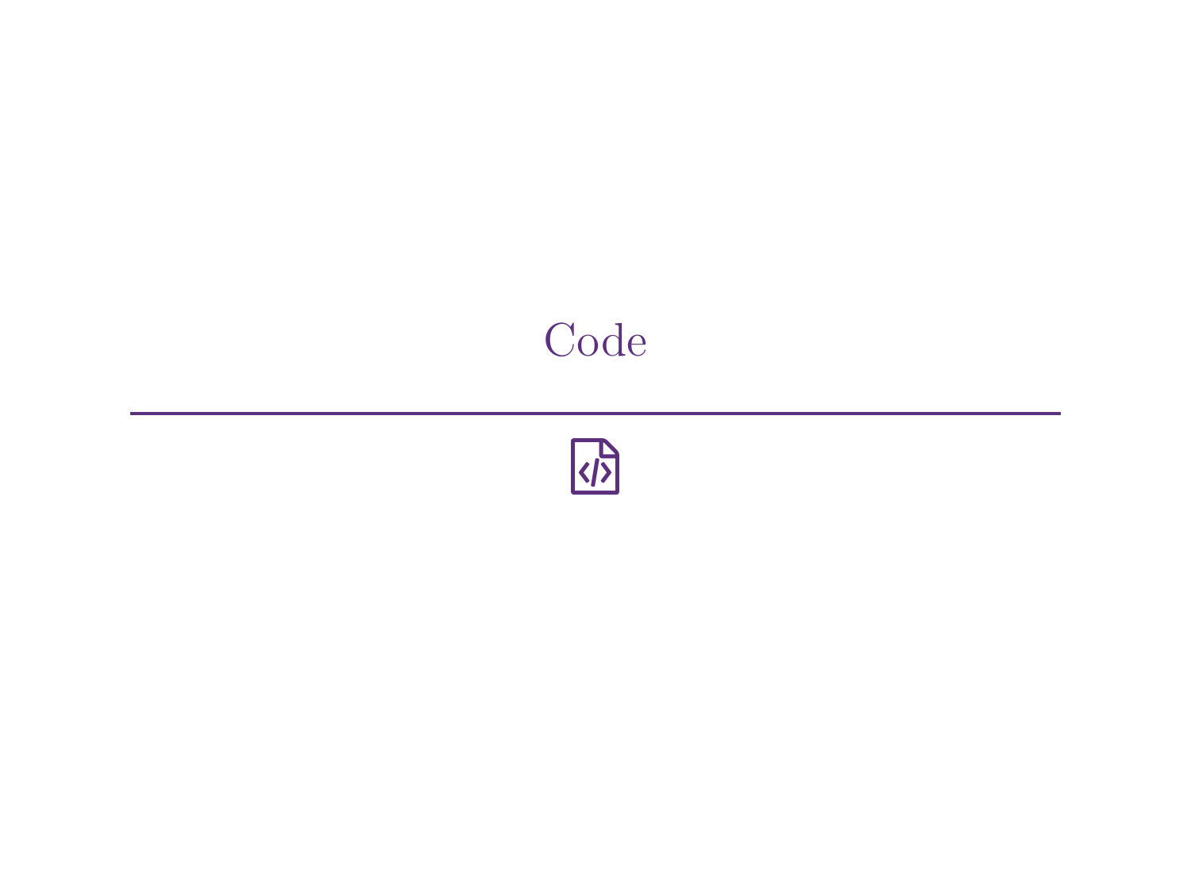# Code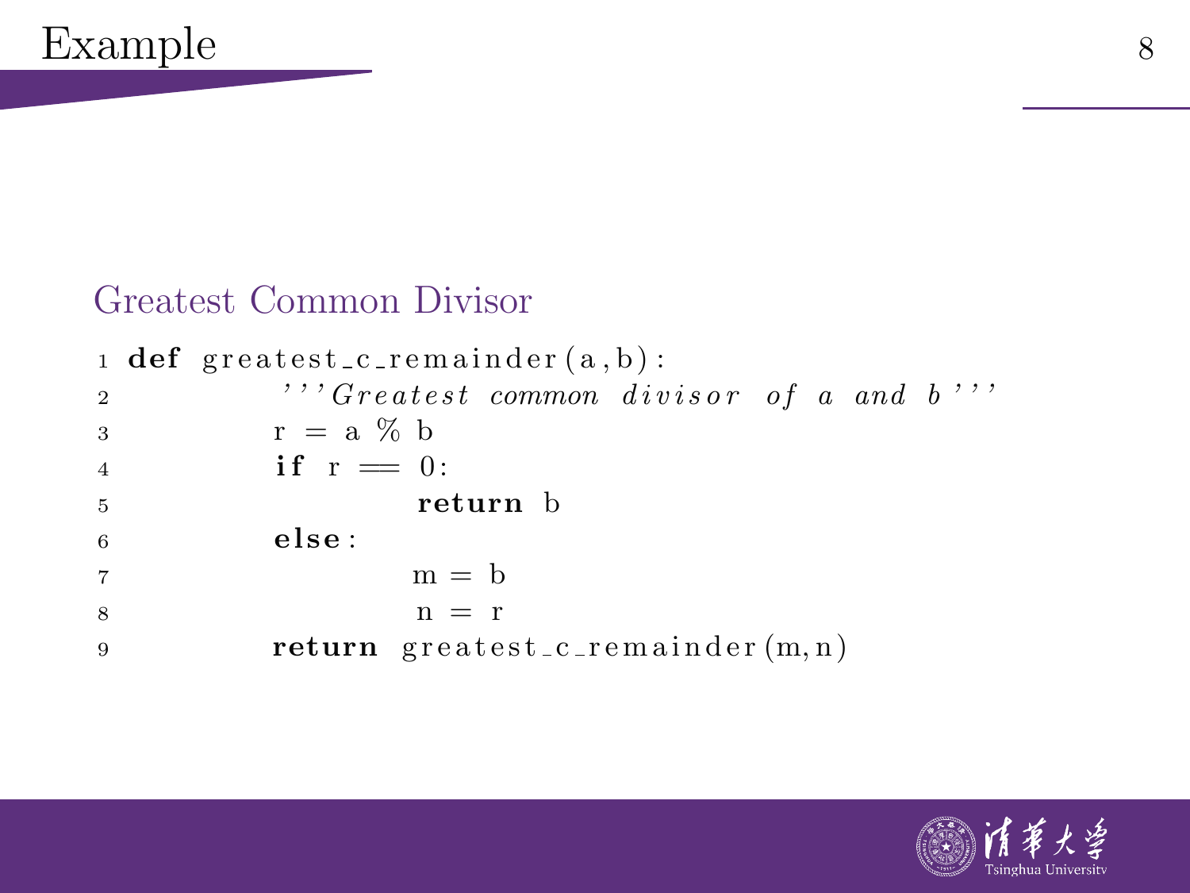# Example

## Greatest Common Divisor

```python
def greatest_c_remainder(a,b):
        '''Greatest common divisor of a and b'''
        r = a % b
        if r == 0:
                return b
        else:
                m = b
                n = r
        return greatest_c_remainder(m,n)
```